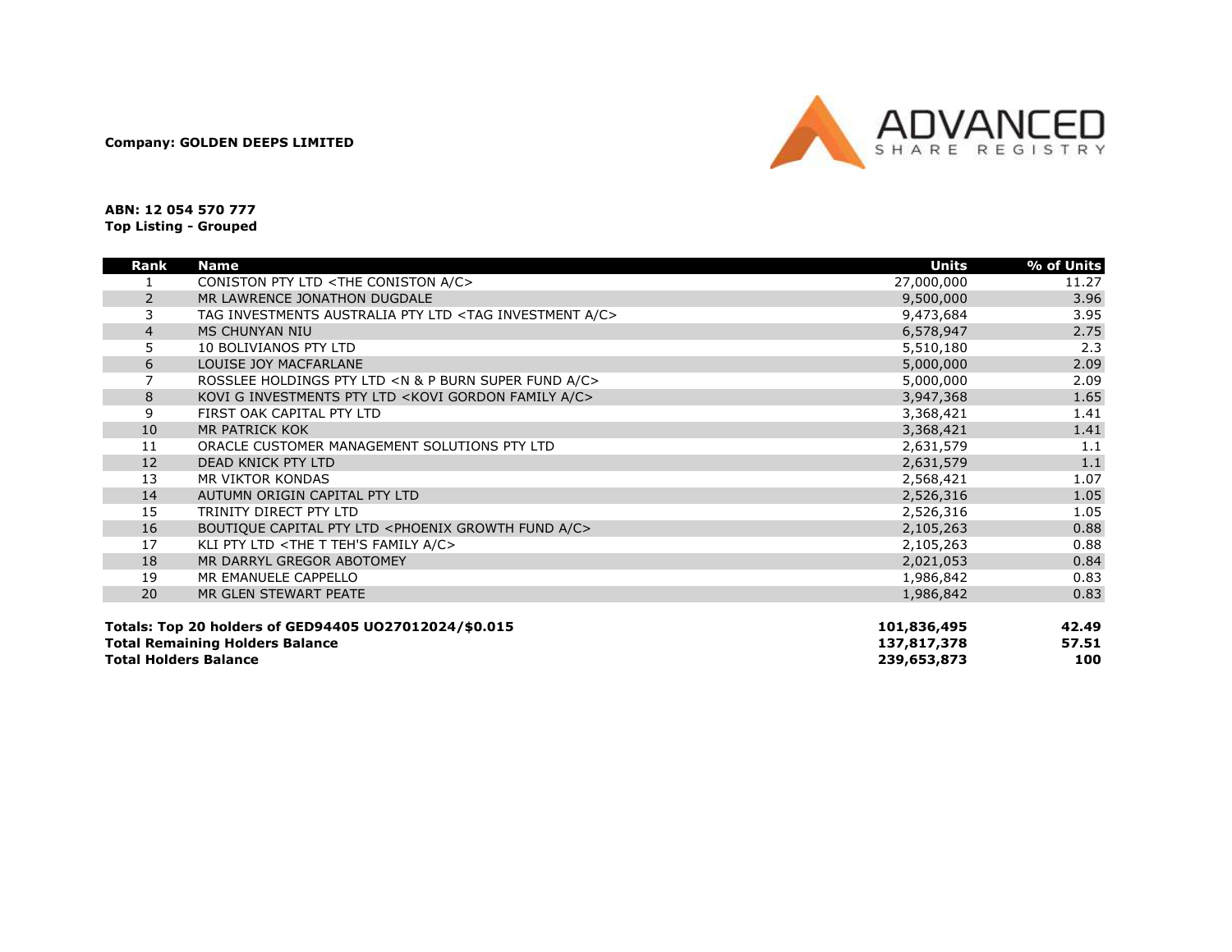**Company: GOLDEN DEEPS LIMITED**

**ABN: 12 054 570 777**
**Top Listing - Grouped**

| Rank | Name | Units | % of Units |
|---|---|---|---|
| 1 | CONISTON PTY LTD <THE CONISTON A/C> | 27,000,000 | 11.27 |
| 2 | MR LAWRENCE JONATHON DUGDALE | 9,500,000 | 3.96 |
| 3 | TAG INVESTMENTS AUSTRALIA PTY LTD <TAG INVESTMENT A/C> | 9,473,684 | 3.95 |
| 4 | MS CHUNYAN NIU | 6,578,947 | 2.75 |
| 5 | 10 BOLIVIANOS PTY LTD | 5,510,180 | 2.3 |
| 6 | LOUISE JOY MACFARLANE | 5,000,000 | 2.09 |
| 7 | ROSSLEE HOLDINGS PTY LTD <N & P BURN SUPER FUND A/C> | 5,000,000 | 2.09 |
| 8 | KOVI G INVESTMENTS PTY LTD <KOVI GORDON FAMILY A/C> | 3,947,368 | 1.65 |
| 9 | FIRST OAK CAPITAL PTY LTD | 3,368,421 | 1.41 |
| 10 | MR PATRICK KOK | 3,368,421 | 1.41 |
| 11 | ORACLE CUSTOMER MANAGEMENT SOLUTIONS PTY LTD | 2,631,579 | 1.1 |
| 12 | DEAD KNICK PTY LTD | 2,631,579 | 1.1 |
| 13 | MR VIKTOR KONDAS | 2,568,421 | 1.07 |
| 14 | AUTUMN ORIGIN CAPITAL PTY LTD | 2,526,316 | 1.05 |
| 15 | TRINITY DIRECT PTY LTD | 2,526,316 | 1.05 |
| 16 | BOUTIQUE CAPITAL PTY LTD <PHOENIX GROWTH FUND A/C> | 2,105,263 | 0.88 |
| 17 | KLI PTY LTD <THE T TEH'S FAMILY A/C> | 2,105,263 | 0.88 |
| 18 | MR DARRYL GREGOR ABOTOMEY | 2,021,053 | 0.84 |
| 19 | MR EMANUELE CAPPELLO | 1,986,842 | 0.83 |
| 20 | MR GLEN STEWART PEATE | 1,986,842 | 0.83 |
| **Totals: Top 20 holders of GED94405 UO27012024/$0.015** | | **101,836,495** | **42.49** |
| **Total Remaining Holders Balance** | | **137,817,378** | **57.51** |
| **Total Holders Balance** | | **239,653,873** | **100** |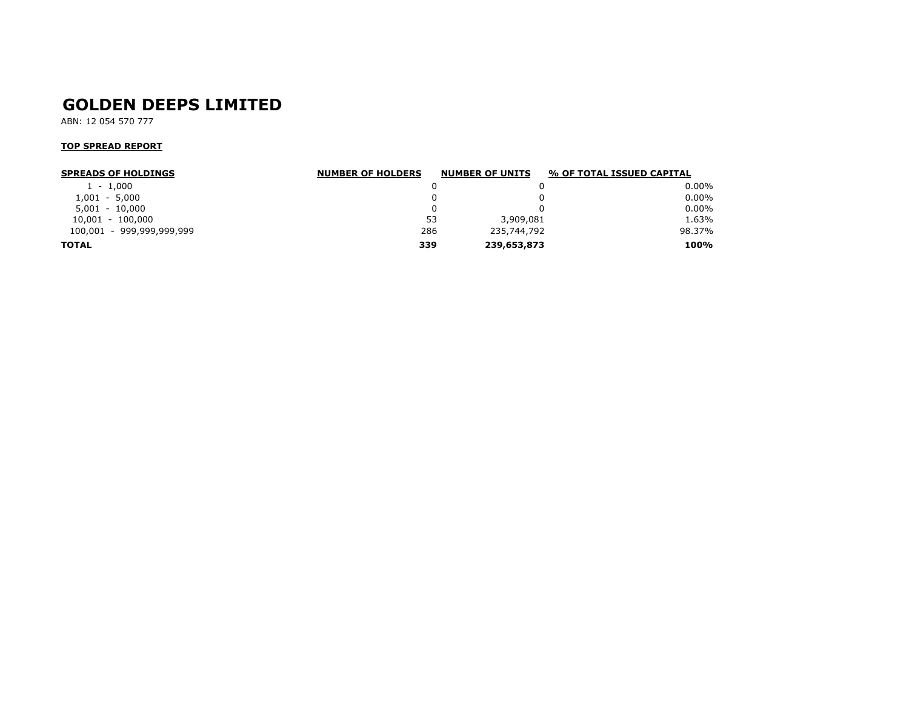# GOLDEN DEEPS LIMITED

ABN: 12 054 570 777

**TOP SPREAD REPORT**

| SPREADS OF HOLDINGS | NUMBER OF HOLDERS | NUMBER OF UNITS | % OF TOTAL ISSUED CAPITAL |
|---|---|---|---|
| 1 - 1,000 | 0 | 0 | 0.00% |
| 1,001 - 5,000 | 0 | 0 | 0.00% |
| 5,001 - 10,000 | 0 | 0 | 0.00% |
| 10,001 - 100,000 | 53 | 3,909,081 | 1.63% |
| 100,001 - 999,999,999,999 | 286 | 235,744,792 | 98.37% |
| **TOTAL** | **339** | **239,653,873** | **100%** |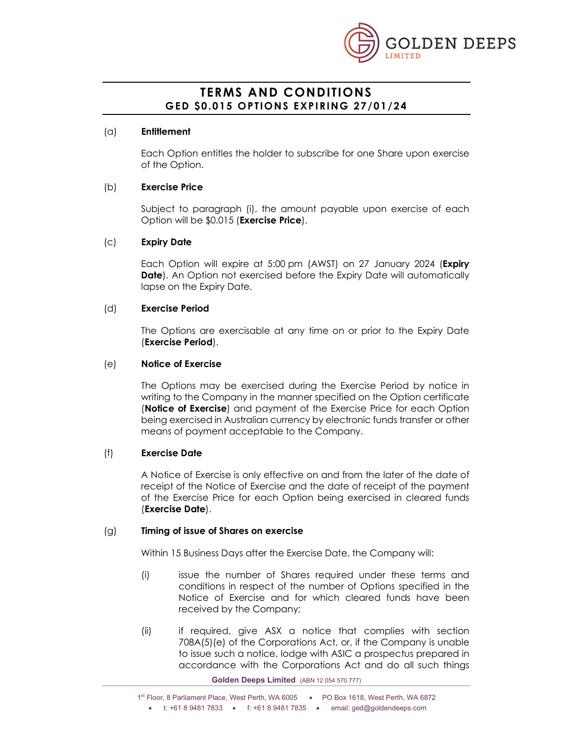# TERMS AND CONDITIONS

## GED $0.015 OPTIONS EXPIRING 27/01/24

(a) **Entitlement**

Each Option entitles the holder to subscribe for one Share upon exercise of the Option.

(b) **Exercise Price**

Subject to paragraph (i), the amount payable upon exercise of each Option will be $0.015 (**Exercise Price**).

(c) **Expiry Date**

Each Option will expire at 5:00 pm (AWST) on 27 January 2024 (**Expiry Date**). An Option not exercised before the Expiry Date will automatically lapse on the Expiry Date.

(d) **Exercise Period**

The Options are exercisable at any time on or prior to the Expiry Date (**Exercise Period**).

(e) **Notice of Exercise**

The Options may be exercised during the Exercise Period by notice in writing to the Company in the manner specified on the Option certificate (**Notice of Exercise**) and payment of the Exercise Price for each Option being exercised in Australian currency by electronic funds transfer or other means of payment acceptable to the Company.

(f) **Exercise Date**

A Notice of Exercise is only effective on and from the later of the date of receipt of the Notice of Exercise and the date of receipt of the payment of the Exercise Price for each Option being exercised in cleared funds (**Exercise Date**).

(g) **Timing of issue of Shares on exercise**

Within 15 Business Days after the Exercise Date, the Company will:

(i) issue the number of Shares required under these terms and conditions in respect of the number of Options specified in the Notice of Exercise and for which cleared funds have been received by the Company;

(ii) if required, give ASX a notice that complies with section 708A(5)(e) of the Corporations Act, or, if the Company is unable to issue such a notice, lodge with ASIC a prospectus prepared in accordance with the Corporations Act and do all such things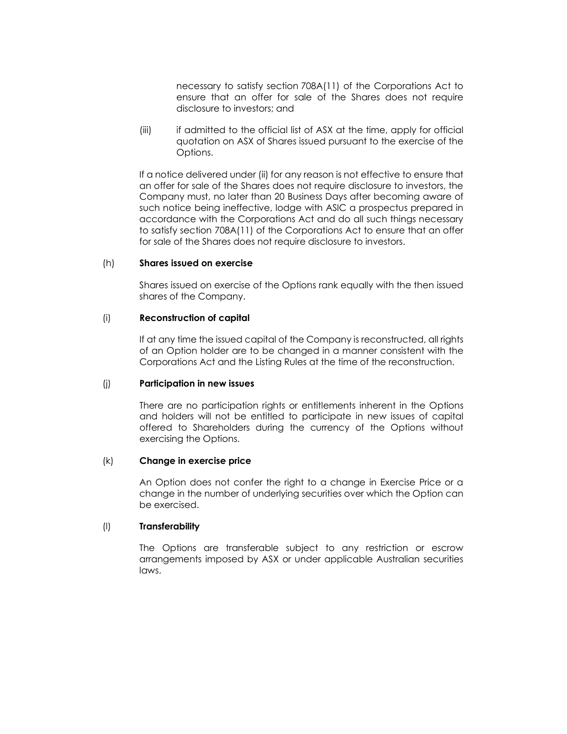necessary to satisfy section 708A(11) of the Corporations Act to ensure that an offer for sale of the Shares does not require disclosure to investors; and

(iii) if admitted to the official list of ASX at the time, apply for official quotation on ASX of Shares issued pursuant to the exercise of the Options.

If a notice delivered under (ii) for any reason is not effective to ensure that an offer for sale of the Shares does not require disclosure to investors, the Company must, no later than 20 Business Days after becoming aware of such notice being ineffective, lodge with ASIC a prospectus prepared in accordance with the Corporations Act and do all such things necessary to satisfy section 708A(11) of the Corporations Act to ensure that an offer for sale of the Shares does not require disclosure to investors.

(h) **Shares issued on exercise**

Shares issued on exercise of the Options rank equally with the then issued shares of the Company.

(i) **Reconstruction of capital**

If at any time the issued capital of the Company is reconstructed, all rights of an Option holder are to be changed in a manner consistent with the Corporations Act and the Listing Rules at the time of the reconstruction.

(j) **Participation in new issues**

There are no participation rights or entitlements inherent in the Options and holders will not be entitled to participate in new issues of capital offered to Shareholders during the currency of the Options without exercising the Options.

(k) **Change in exercise price**

An Option does not confer the right to a change in Exercise Price or a change in the number of underlying securities over which the Option can be exercised.

(l) **Transferability**

The Options are transferable subject to any restriction or escrow arrangements imposed by ASX or under applicable Australian securities laws.